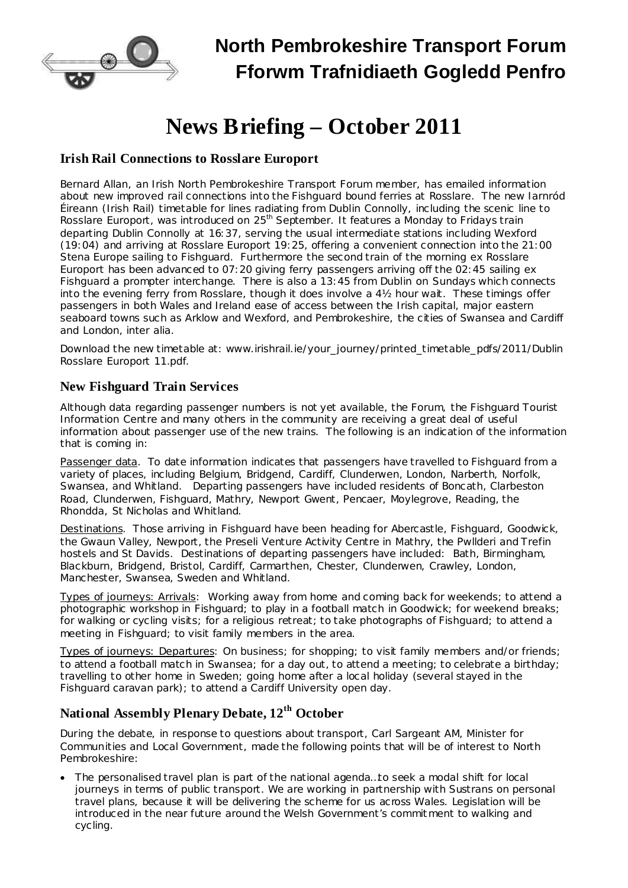# North Pembrokeshire Transport Forum
# Fforwm Trafnidiaeth Gogledd Penfro

# News Briefing – October 2011

## Irish Rail Connections to Rosslare Europort

Bernard Allan, an Irish North Pembrokeshire Transport Forum member, has emailed information about new improved rail connections into the Fishguard bound ferries at Rosslare. The new Iarnród Éireann (Irish Rail) timetable for lines radiating from Dublin Connolly, including the scenic line to Rosslare Europort, was introduced on 25th September. It features a Monday to Fridays train departing Dublin Connolly at 16:37, serving the usual intermediate stations including Wexford (19:04) and arriving at Rosslare Europort 19:25, offering a convenient connection into the 21:00 Stena Europe sailing to Fishguard. Furthermore the second train of the morning ex Rosslare Europort has been advanced to 07:20 giving ferry passengers arriving off the 02:45 sailing ex Fishguard a prompter interchange. There is also a 13:45 from Dublin on Sundays which connects into the evening ferry from Rosslare, though it does involve a 4½ hour wait. These timings offer passengers in both Wales and Ireland ease of access between the Irish capital, major eastern seaboard towns such as Arklow and Wexford, and Pembrokeshire, the cities of Swansea and Cardiff and London, inter alia.

Download the new timetable at: www.irishrail.ie/your_journey/printed_timetable_pdfs/2011/Dublin Rosslare Europort 11.pdf.

## New Fishguard Train Services

Although data regarding passenger numbers is not yet available, the Forum, the Fishguard Tourist Information Centre and many others in the community are receiving a great deal of useful information about passenger use of the new trains. The following is an indication of the information that is coming in:

Passenger data. To date information indicates that passengers have travelled to Fishguard from a variety of places, including Belgium, Bridgend, Cardiff, Clunderwen, London, Narberth, Norfolk, Swansea, and Whitland. Departing passengers have included residents of Boncath, Clarbeston Road, Clunderwen, Fishguard, Mathry, Newport Gwent, Pencaer, Moylegrove, Reading, the Rhondda, St Nicholas and Whitland.

Destinations. Those arriving in Fishguard have been heading for Abercastle, Fishguard, Goodwick, the Gwaun Valley, Newport, the Preseli Venture Activity Centre in Mathry, the Pwllderi and Trefin hostels and St Davids. Destinations of departing passengers have included: Bath, Birmingham, Blackburn, Bridgend, Bristol, Cardiff, Carmarthen, Chester, Clunderwen, Crawley, London, Manchester, Swansea, Sweden and Whitland.

Types of journeys: Arrivals: Working away from home and coming back for weekends; to attend a photographic workshop in Fishguard; to play in a football match in Goodwick; for weekend breaks; for walking or cycling visits; for a religious retreat; to take photographs of Fishguard; to attend a meeting in Fishguard; to visit family members in the area.

Types of journeys: Departures: On business; for shopping; to visit family members and/or friends; to attend a football match in Swansea; for a day out, to attend a meeting; to celebrate a birthday; travelling to other home in Sweden; going home after a local holiday (several stayed in the Fishguard caravan park); to attend a Cardiff University open day.

## National Assembly Plenary Debate, 12th October

During the debate, in response to questions about transport, Carl Sargeant AM, Minister for Communities and Local Government, made the following points that will be of interest to North Pembrokeshire:

- The personalised travel plan is part of the national agenda…to seek a modal shift for local journeys in terms of public transport. We are working in partnership with Sustrans on personal travel plans, because it will be delivering the scheme for us across Wales. Legislation will be introduced in the near future around the Welsh Government's commitment to walking and cycling.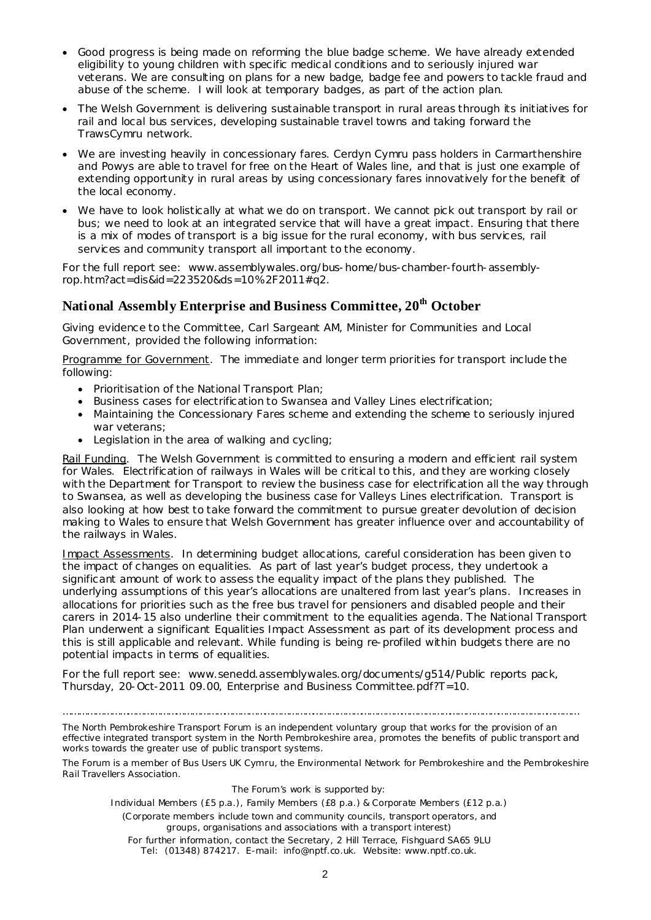- Good progress is being made on reforming the blue badge scheme. We have already extended eligibility to young children with specific medical conditions and to seriously injured war veterans. We are consulting on plans for a new badge, badge fee and powers to tackle fraud and abuse of the scheme. I will look at temporary badges, as part of the action plan.
- The Welsh Government is delivering sustainable transport in rural areas through its initiatives for rail and local bus services, developing sustainable travel towns and taking forward the TrawsCymru network.
- We are investing heavily in concessionary fares. Cerdyn Cymru pass holders in Carmarthenshire and Powys are able to travel for free on the Heart of Wales line, and that is just one example of extending opportunity in rural areas by using concessionary fares innovatively for the benefit of the local economy.
- We have to look holistically at what we do on transport. We cannot pick out transport by rail or bus; we need to look at an integrated service that will have a great impact. Ensuring that there is a mix of modes of transport is a big issue for the rural economy, with bus services, rail services and community transport all important to the economy.

For the full report see: www.assemblywales.org/bus-home/bus-chamber-fourth-assembly-rop.htm?act=dis&id=223520&ds=10%2F2011#q2.

## National Assembly Enterprise and Business Committee, 20th October

Giving evidence to the Committee, Carl Sargeant AM, Minister for Communities and Local Government, provided the following information:

Programme for Government. The immediate and longer term priorities for transport include the following:

- Prioritisation of the National Transport Plan;
- Business cases for electrification to Swansea and Valley Lines electrification;
- Maintaining the Concessionary Fares scheme and extending the scheme to seriously injured war veterans;
- Legislation in the area of walking and cycling;

Rail Funding. The Welsh Government is committed to ensuring a modern and efficient rail system for Wales. Electrification of railways in Wales will be critical to this, and they are working closely with the Department for Transport to review the business case for electrification all the way through to Swansea, as well as developing the business case for Valleys Lines electrification. Transport is also looking at how best to take forward the commitment to pursue greater devolution of decision making to Wales to ensure that Welsh Government has greater influence over and accountability of the railways in Wales.

Impact Assessments. In determining budget allocations, careful consideration has been given to the impact of changes on equalities. As part of last year's budget process, they undertook a significant amount of work to assess the equality impact of the plans they published. The underlying assumptions of this year's allocations are unaltered from last year's plans. Increases in allocations for priorities such as the free bus travel for pensioners and disabled people and their carers in 2014-15 also underline their commitment to the equalities agenda. The National Transport Plan underwent a significant Equalities Impact Assessment as part of its development process and this is still applicable and relevant. While funding is being re-profiled within budgets there are no potential impacts in terms of equalities.

For the full report see: www.senedd.assemblywales.org/documents/g514/Public reports pack, Thursday, 20-Oct-2011 09.00, Enterprise and Business Committee.pdf?T=10.

---

*The North Pembrokeshire Transport Forum is an independent voluntary group that works for the provision of an effective integrated transport system in the North Pembrokeshire area, promotes the benefits of public transport and works towards the greater use of public transport systems.*

*The Forum is a member of Bus Users UK Cymru, the Environmental Network for Pembrokeshire and the Pembrokeshire Rail Travellers Association.*

*The Forum's work is supported by:*

*Individual Members (£5 p.a.), Family Members (£8 p.a.) & Corporate Members (£12 p.a.)*

*(Corporate members include town and community councils, transport operators, and groups, organisations and associations with a transport interest)*

*For further information, contact the Secretary, 2 Hill Terrace, Fishguard SA65 9LU*
*Tel: (01348) 874217. E-mail: info@nptf.co.uk. Website: www.nptf.co.uk.*